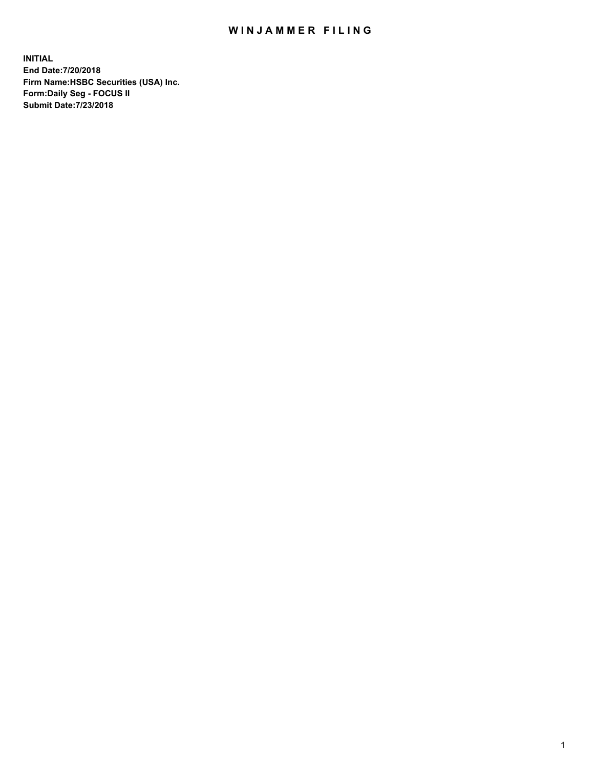# WINJAMMER FILING

**INITIAL**
**End Date:7/20/2018**
**Firm Name:HSBC Securities (USA) Inc.**
**Form:Daily Seg - FOCUS II**
**Submit Date:7/23/2018**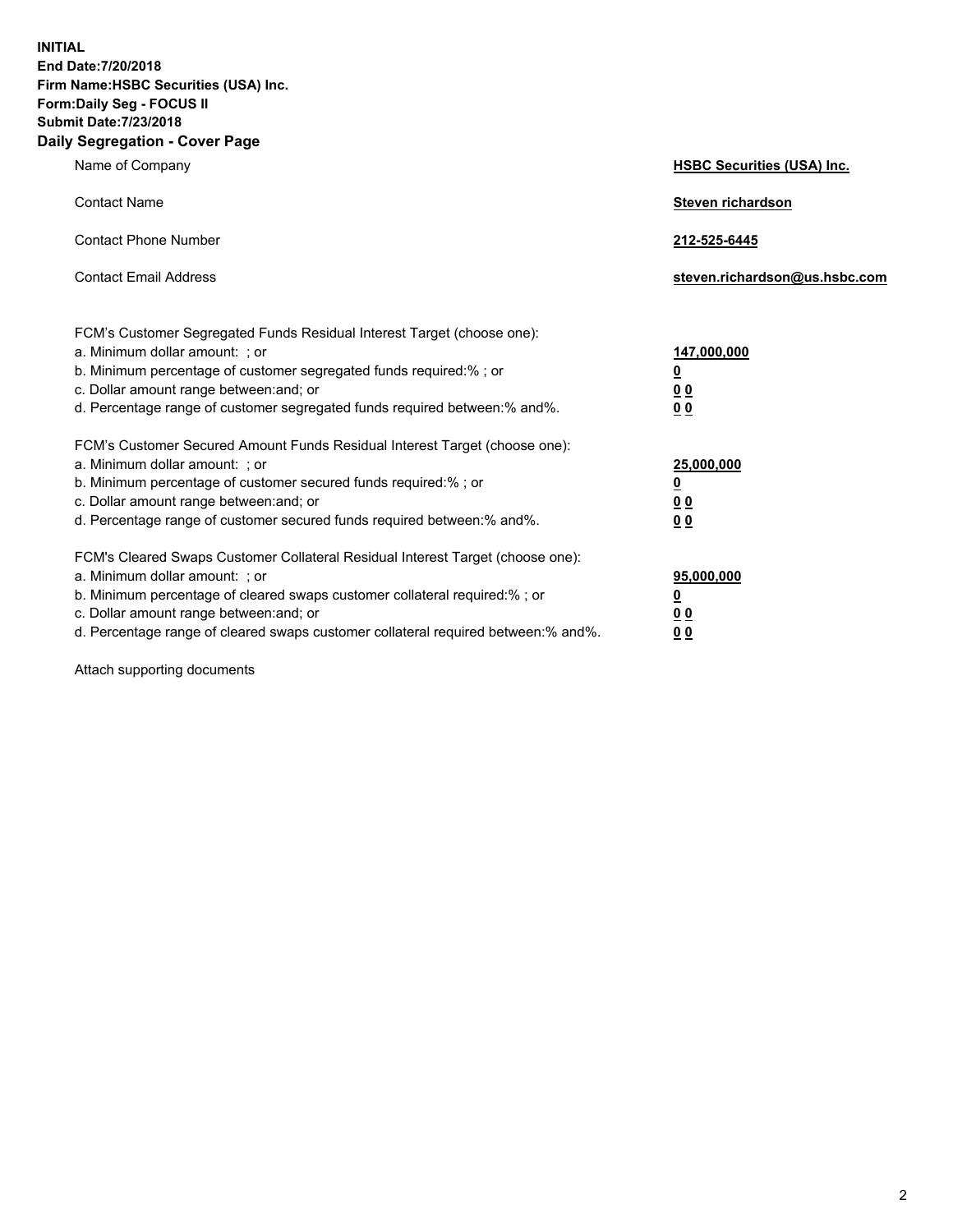**INITIAL**
**End Date:7/20/2018**
**Firm Name:HSBC Securities (USA) Inc.**
**Form:Daily Seg - FOCUS II**
**Submit Date:7/23/2018**

## Daily Segregation - Cover Page

| | |
|---|---|
| Name of Company | **HSBC Securities (USA) Inc.** |
| Contact Name | **Steven richardson** |
| Contact Phone Number | **212-525-6445** |
| Contact Email Address | **steven.richardson@us.hsbc.com** |

| | |
|---|---|
| FCM's Customer Segregated Funds Residual Interest Target (choose one): | |
| a. Minimum dollar amount: ; or | **147,000,000** |
| b. Minimum percentage of customer segregated funds required:% ; or | **0** |
| c. Dollar amount range between:and; or | **0 0** |
| d. Percentage range of customer segregated funds required between:% and%. | **0 0** |
| FCM's Customer Secured Amount Funds Residual Interest Target (choose one): | |
| a. Minimum dollar amount: ; or | **25,000,000** |
| b. Minimum percentage of customer secured funds required:% ; or | **0** |
| c. Dollar amount range between:and; or | **0 0** |
| d. Percentage range of customer secured funds required between:% and%. | **0 0** |
| FCM's Cleared Swaps Customer Collateral Residual Interest Target (choose one): | |
| a. Minimum dollar amount: ; or | **95,000,000** |
| b. Minimum percentage of cleared swaps customer collateral required:% ; or | **0** |
| c. Dollar amount range between:and; or | **0 0** |
| d. Percentage range of cleared swaps customer collateral required between:% and%. | **0 0** |

Attach supporting documents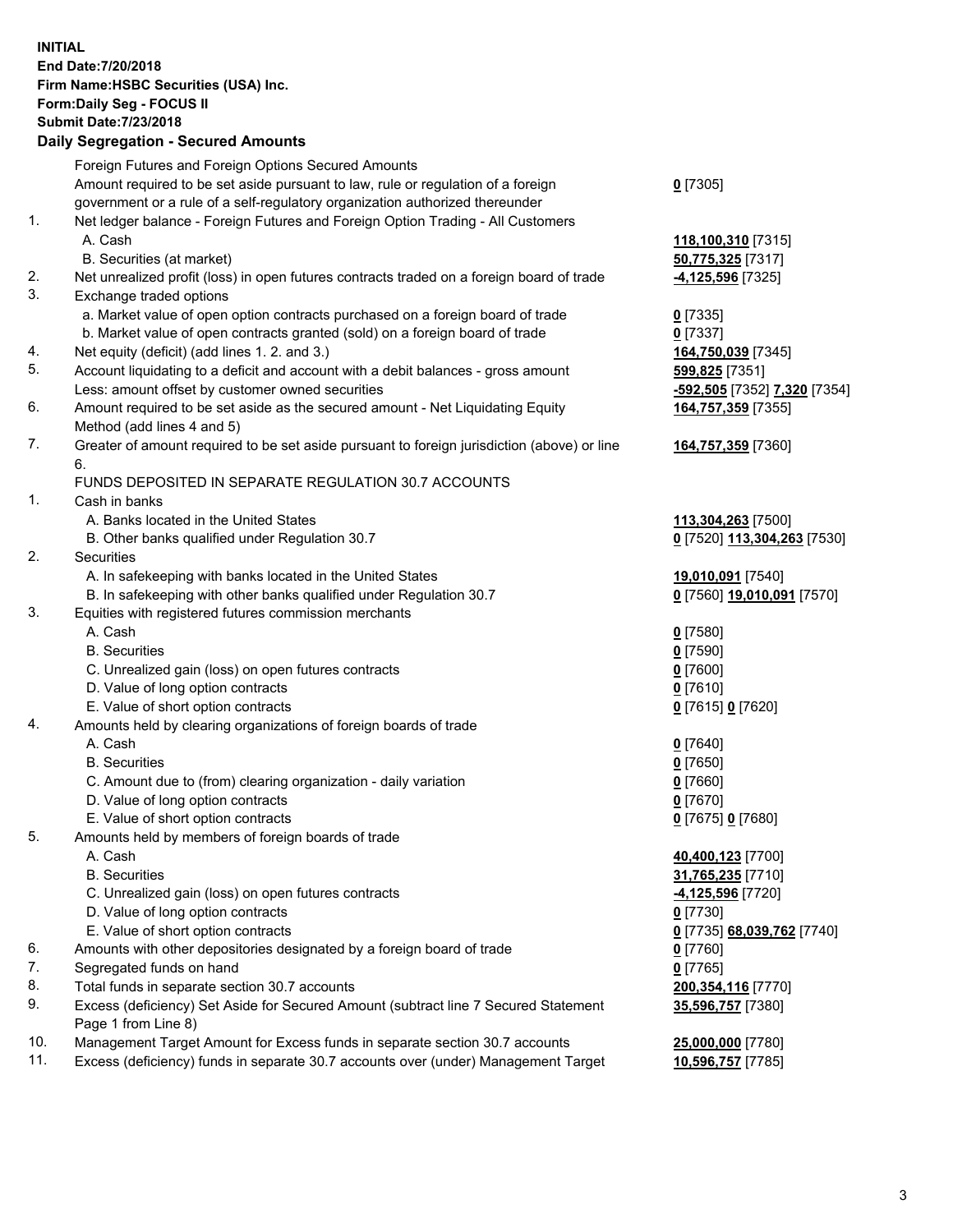**INITIAL**
**End Date:7/20/2018**
**Firm Name:HSBC Securities (USA) Inc.**
**Form:Daily Seg - FOCUS II**
**Submit Date:7/23/2018**

**Daily Segregation - Secured Amounts**

| | | |
|---|---|---|
| | Foreign Futures and Foreign Options Secured Amounts | |
| | Amount required to be set aside pursuant to law, rule or regulation of a foreign government or a rule of a self-regulatory organization authorized thereunder | **0** [7305] |
| 1. | Net ledger balance - Foreign Futures and Foreign Option Trading - All Customers | |
| | A. Cash | **118,100,310** [7315] |
| | B. Securities (at market) | **50,775,325** [7317] |
| 2. | Net unrealized profit (loss) in open futures contracts traded on a foreign board of trade | **-4,125,596** [7325] |
| 3. | Exchange traded options | |
| | a. Market value of open option contracts purchased on a foreign board of trade | **0** [7335] |
| | b. Market value of open contracts granted (sold) on a foreign board of trade | **0** [7337] |
| 4. | Net equity (deficit) (add lines 1. 2. and 3.) | **164,750,039** [7345] |
| 5. | Account liquidating to a deficit and account with a debit balances - gross amount | **599,825** [7351] |
| | Less: amount offset by customer owned securities | **-592,505** [7352] **7,320** [7354] |
| 6. | Amount required to be set aside as the secured amount - Net Liquidating Equity Method (add lines 4 and 5) | **164,757,359** [7355] |
| 7. | Greater of amount required to be set aside pursuant to foreign jurisdiction (above) or line 6. | **164,757,359** [7360] |
| | FUNDS DEPOSITED IN SEPARATE REGULATION 30.7 ACCOUNTS | |
| 1. | Cash in banks | |
| | A. Banks located in the United States | **113,304,263** [7500] |
| | B. Other banks qualified under Regulation 30.7 | **0** [7520] **113,304,263** [7530] |
| 2. | Securities | |
| | A. In safekeeping with banks located in the United States | **19,010,091** [7540] |
| | B. In safekeeping with other banks qualified under Regulation 30.7 | **0** [7560] **19,010,091** [7570] |
| 3. | Equities with registered futures commission merchants | |
| | A. Cash | **0** [7580] |
| | B. Securities | **0** [7590] |
| | C. Unrealized gain (loss) on open futures contracts | **0** [7600] |
| | D. Value of long option contracts | **0** [7610] |
| | E. Value of short option contracts | **0** [7615] **0** [7620] |
| 4. | Amounts held by clearing organizations of foreign boards of trade | |
| | A. Cash | **0** [7640] |
| | B. Securities | **0** [7650] |
| | C. Amount due to (from) clearing organization - daily variation | **0** [7660] |
| | D. Value of long option contracts | **0** [7670] |
| | E. Value of short option contracts | **0** [7675] **0** [7680] |
| 5. | Amounts held by members of foreign boards of trade | |
| | A. Cash | **40,400,123** [7700] |
| | B. Securities | **31,765,235** [7710] |
| | C. Unrealized gain (loss) on open futures contracts | **-4,125,596** [7720] |
| | D. Value of long option contracts | **0** [7730] |
| | E. Value of short option contracts | **0** [7735] **68,039,762** [7740] |
| 6. | Amounts with other depositories designated by a foreign board of trade | **0** [7760] |
| 7. | Segregated funds on hand | **0** [7765] |
| 8. | Total funds in separate section 30.7 accounts | **200,354,116** [7770] |
| 9. | Excess (deficiency) Set Aside for Secured Amount (subtract line 7 Secured Statement Page 1 from Line 8) | **35,596,757** [7380] |
| 10. | Management Target Amount for Excess funds in separate section 30.7 accounts | **25,000,000** [7780] |
| 11. | Excess (deficiency) funds in separate 30.7 accounts over (under) Management Target | **10,596,757** [7785] |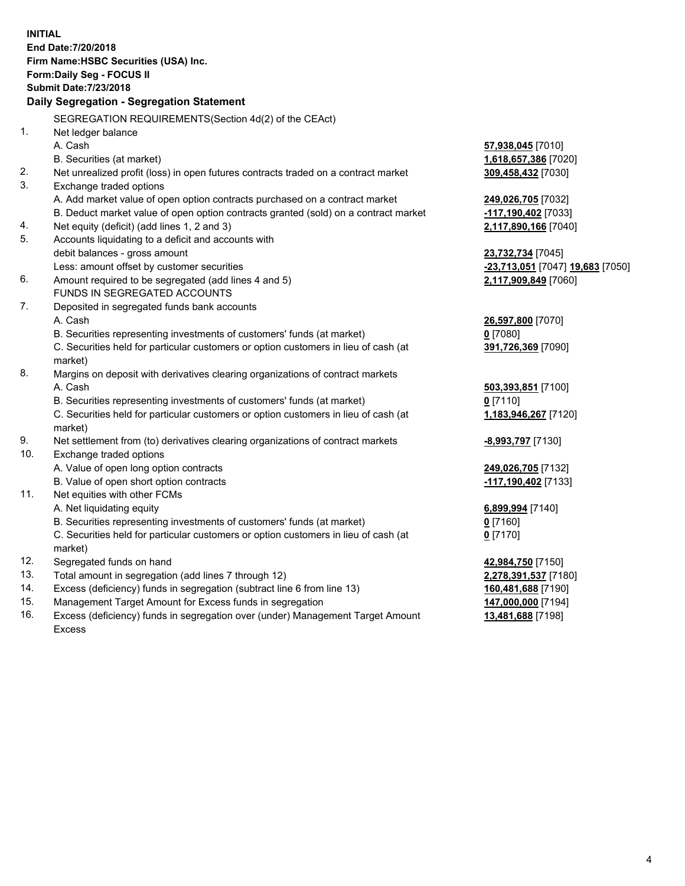**INITIAL**
**End Date:7/20/2018**
**Firm Name:HSBC Securities (USA) Inc.**
**Form:Daily Seg - FOCUS II**
**Submit Date:7/23/2018**

## Daily Segregation - Segregation Statement

SEGREGATION REQUIREMENTS(Section 4d(2) of the CEAct)

| | | |
|---|---|---|
| 1. | Net ledger balance | |
| | A. Cash | **57,938,045** [7010] |
| | B. Securities (at market) | **1,618,657,386** [7020] |
| 2. | Net unrealized profit (loss) in open futures contracts traded on a contract market | **309,458,432** [7030] |
| 3. | Exchange traded options | |
| | A. Add market value of open option contracts purchased on a contract market | **249,026,705** [7032] |
| | B. Deduct market value of open option contracts granted (sold) on a contract market | **-117,190,402** [7033] |
| 4. | Net equity (deficit) (add lines 1, 2 and 3) | **2,117,890,166** [7040] |
| 5. | Accounts liquidating to a deficit and accounts with debit balances - gross amount | **23,732,734** [7045] |
| | Less: amount offset by customer securities | **-23,713,051** [7047] **19,683** [7050] |
| 6. | Amount required to be segregated (add lines 4 and 5) | **2,117,909,849** [7060] |
| | FUNDS IN SEGREGATED ACCOUNTS | |
| 7. | Deposited in segregated funds bank accounts | |
| | A. Cash | **26,597,800** [7070] |
| | B. Securities representing investments of customers' funds (at market) | **0** [7080] |
| | C. Securities held for particular customers or option customers in lieu of cash (at market) | **391,726,369** [7090] |
| 8. | Margins on deposit with derivatives clearing organizations of contract markets | |
| | A. Cash | **503,393,851** [7100] |
| | B. Securities representing investments of customers' funds (at market) | **0** [7110] |
| | C. Securities held for particular customers or option customers in lieu of cash (at market) | **1,183,946,267** [7120] |
| 9. | Net settlement from (to) derivatives clearing organizations of contract markets | **-8,993,797** [7130] |
| 10. | Exchange traded options | |
| | A. Value of open long option contracts | **249,026,705** [7132] |
| | B. Value of open short option contracts | **-117,190,402** [7133] |
| 11. | Net equities with other FCMs | |
| | A. Net liquidating equity | **6,899,994** [7140] |
| | B. Securities representing investments of customers' funds (at market) | **0** [7160] |
| | C. Securities held for particular customers or option customers in lieu of cash (at market) | **0** [7170] |
| 12. | Segregated funds on hand | **42,984,750** [7150] |
| 13. | Total amount in segregation (add lines 7 through 12) | **2,278,391,537** [7180] |
| 14. | Excess (deficiency) funds in segregation (subtract line 6 from line 13) | **160,481,688** [7190] |
| 15. | Management Target Amount for Excess funds in segregation | **147,000,000** [7194] |
| 16. | Excess (deficiency) funds in segregation over (under) Management Target Amount Excess | **13,481,688** [7198] |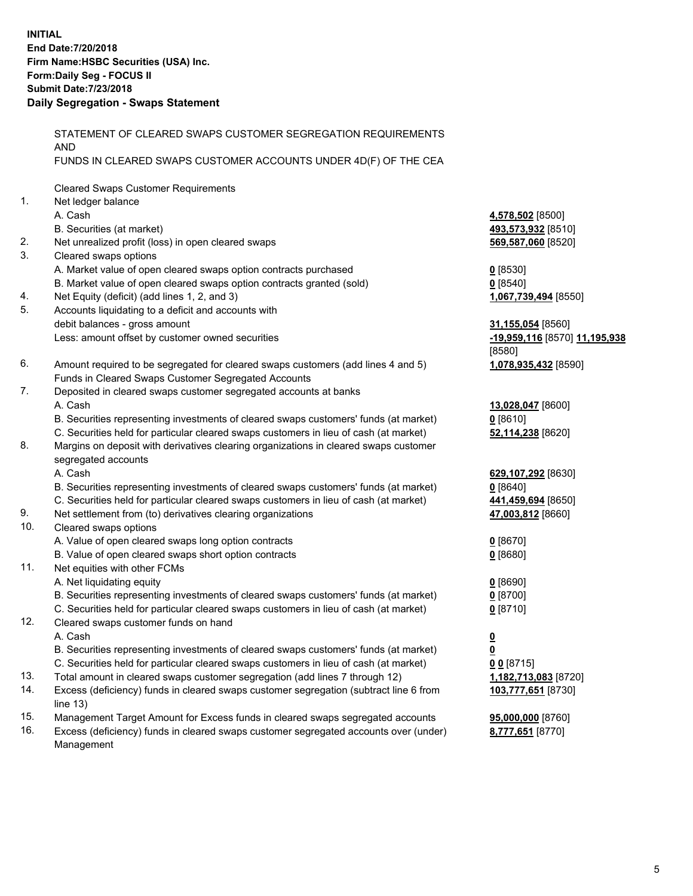**INITIAL**
**End Date:7/20/2018**
**Firm Name:HSBC Securities (USA) Inc.**
**Form:Daily Seg - FOCUS II**
**Submit Date:7/23/2018**
**Daily Segregation - Swaps Statement**

STATEMENT OF CLEARED SWAPS CUSTOMER SEGREGATION REQUIREMENTS AND FUNDS IN CLEARED SWAPS CUSTOMER ACCOUNTS UNDER 4D(F) OF THE CEA

| | | |
|---|---|---|
| | Cleared Swaps Customer Requirements | |
| 1. | Net ledger balance | |
| | A. Cash | **4,578,502** [8500] |
| | B. Securities (at market) | **493,573,932** [8510] |
| 2. | Net unrealized profit (loss) in open cleared swaps | **569,587,060** [8520] |
| 3. | Cleared swaps options | |
| | A. Market value of open cleared swaps option contracts purchased | **0** [8530] |
| | B. Market value of open cleared swaps option contracts granted (sold) | **0** [8540] |
| 4. | Net Equity (deficit) (add lines 1, 2, and 3) | **1,067,739,494** [8550] |
| 5. | Accounts liquidating to a deficit and accounts with debit balances - gross amount | **31,155,054** [8560] |
| | Less: amount offset by customer owned securities | **-19,959,116** [8570] **11,195,938** [8580] |
| 6. | Amount required to be segregated for cleared swaps customers (add lines 4 and 5) | **1,078,935,432** [8590] |
| | Funds in Cleared Swaps Customer Segregated Accounts | |
| 7. | Deposited in cleared swaps customer segregated accounts at banks | |
| | A. Cash | **13,028,047** [8600] |
| | B. Securities representing investments of cleared swaps customers' funds (at market) | **0** [8610] |
| | C. Securities held for particular cleared swaps customers in lieu of cash (at market) | **52,114,238** [8620] |
| 8. | Margins on deposit with derivatives clearing organizations in cleared swaps customer segregated accounts | |
| | A. Cash | **629,107,292** [8630] |
| | B. Securities representing investments of cleared swaps customers' funds (at market) | **0** [8640] |
| | C. Securities held for particular cleared swaps customers in lieu of cash (at market) | **441,459,694** [8650] |
| 9. | Net settlement from (to) derivatives clearing organizations | **47,003,812** [8660] |
| 10. | Cleared swaps options | |
| | A. Value of open cleared swaps long option contracts | **0** [8670] |
| | B. Value of open cleared swaps short option contracts | **0** [8680] |
| 11. | Net equities with other FCMs | |
| | A. Net liquidating equity | **0** [8690] |
| | B. Securities representing investments of cleared swaps customers' funds (at market) | **0** [8700] |
| | C. Securities held for particular cleared swaps customers in lieu of cash (at market) | **0** [8710] |
| 12. | Cleared swaps customer funds on hand | |
| | A. Cash | **0** |
| | B. Securities representing investments of cleared swaps customers' funds (at market) | **0** |
| | C. Securities held for particular cleared swaps customers in lieu of cash (at market) | **0** **0** [8715] |
| 13. | Total amount in cleared swaps customer segregation (add lines 7 through 12) | **1,182,713,083** [8720] |
| 14. | Excess (deficiency) funds in cleared swaps customer segregation (subtract line 6 from line 13) | **103,777,651** [8730] |
| 15. | Management Target Amount for Excess funds in cleared swaps segregated accounts | **95,000,000** [8760] |
| 16. | Excess (deficiency) funds in cleared swaps customer segregated accounts over (under) Management | **8,777,651** [8770] |